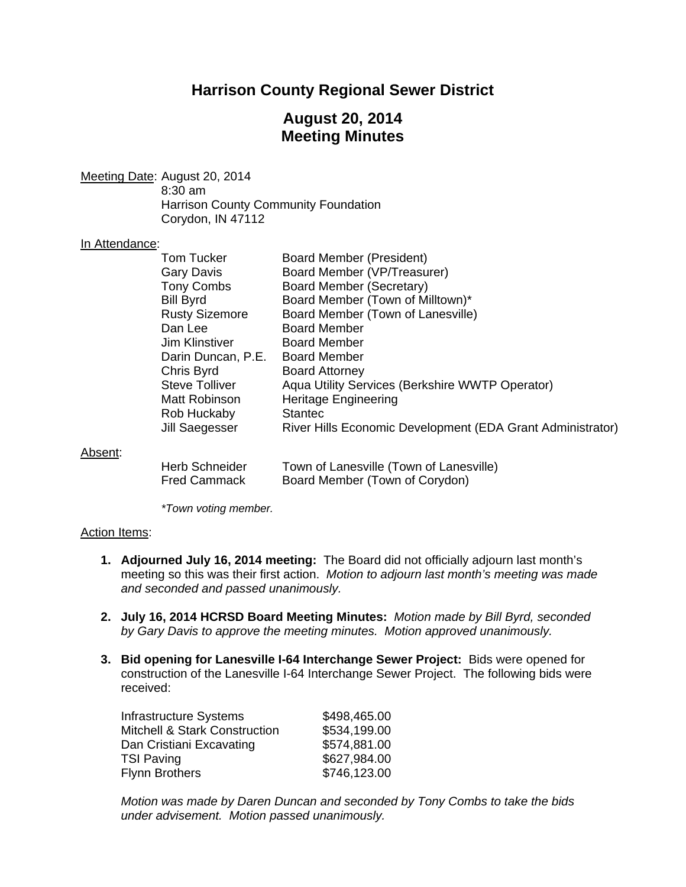# Harrison County Regional Sewer District

## August 20, 2014
## Meeting Minutes

Meeting Date: August 20, 2014
8:30 am
Harrison County Community Foundation
Corydon, IN 47112

In Attendance:

| | |
|---|---|
| Tom Tucker | Board Member (President) |
| Gary Davis | Board Member (VP/Treasurer) |
| Tony Combs | Board Member (Secretary) |
| Bill Byrd | Board Member (Town of Milltown)* |
| Rusty Sizemore | Board Member (Town of Lanesville) |
| Dan Lee | Board Member |
| Jim Klinstiver | Board Member |
| Darin Duncan, P.E. | Board Member |
| Chris Byrd | Board Attorney |
| Steve Tolliver | Aqua Utility Services (Berkshire WWTP Operator) |
| Matt Robinson | Heritage Engineering |
| Rob Huckaby | Stantec |
| Jill Saegesser | River Hills Economic Development (EDA Grant Administrator) |

Absent:

| | |
|---|---|
| Herb Schneider | Town of Lanesville (Town of Lanesville) |
| Fred Cammack | Board Member (Town of Corydon) |

*\*Town voting member.*

Action Items:

1. **Adjourned July 16, 2014 meeting:** The Board did not officially adjourn last month's meeting so this was their first action. *Motion to adjourn last month's meeting was made and seconded and passed unanimously.*

2. **July 16, 2014 HCRSD Board Meeting Minutes:** *Motion made by Bill Byrd, seconded by Gary Davis to approve the meeting minutes. Motion approved unanimously.*

3. **Bid opening for Lanesville I-64 Interchange Sewer Project:** Bids were opened for construction of the Lanesville I-64 Interchange Sewer Project. The following bids were received:

| | |
|---|---|
| Infrastructure Systems | $498,465.00 |
| Mitchell & Stark Construction | $534,199.00 |
| Dan Cristiani Excavating | $574,881.00 |
| TSI Paving | $627,984.00 |
| Flynn Brothers | $746,123.00 |

*Motion was made by Daren Duncan and seconded by Tony Combs to take the bids under advisement. Motion passed unanimously.*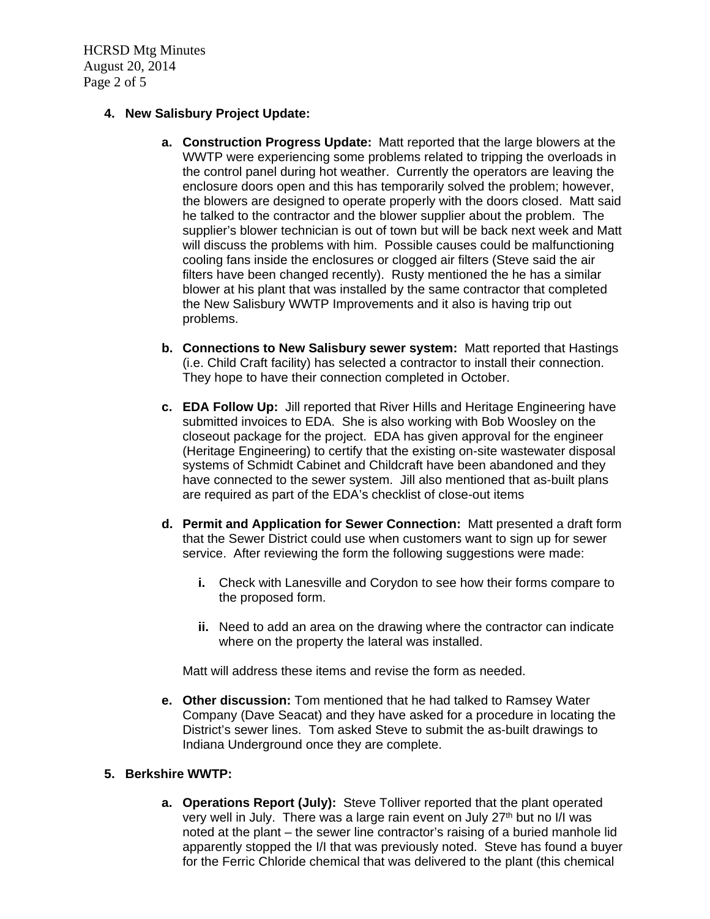4. **New Salisbury Project Update:**

   a. **Construction Progress Update:** Matt reported that the large blowers at the WWTP were experiencing some problems related to tripping the overloads in the control panel during hot weather. Currently the operators are leaving the enclosure doors open and this has temporarily solved the problem; however, the blowers are designed to operate properly with the doors closed. Matt said he talked to the contractor and the blower supplier about the problem. The supplier's blower technician is out of town but will be back next week and Matt will discuss the problems with him. Possible causes could be malfunctioning cooling fans inside the enclosures or clogged air filters (Steve said the air filters have been changed recently). Rusty mentioned the he has a similar blower at his plant that was installed by the same contractor that completed the New Salisbury WWTP Improvements and it also is having trip out problems.

   b. **Connections to New Salisbury sewer system:** Matt reported that Hastings (i.e. Child Craft facility) has selected a contractor to install their connection. They hope to have their connection completed in October.

   c. **EDA Follow Up:** Jill reported that River Hills and Heritage Engineering have submitted invoices to EDA. She is also working with Bob Woosley on the closeout package for the project. EDA has given approval for the engineer (Heritage Engineering) to certify that the existing on-site wastewater disposal systems of Schmidt Cabinet and Childcraft have been abandoned and they have connected to the sewer system. Jill also mentioned that as-built plans are required as part of the EDA's checklist of close-out items

   d. **Permit and Application for Sewer Connection:** Matt presented a draft form that the Sewer District could use when customers want to sign up for sewer service. After reviewing the form the following suggestions were made:

      i. Check with Lanesville and Corydon to see how their forms compare to the proposed form.

      ii. Need to add an area on the drawing where the contractor can indicate where on the property the lateral was installed.

   Matt will address these items and revise the form as needed.

   e. **Other discussion:** Tom mentioned that he had talked to Ramsey Water Company (Dave Seacat) and they have asked for a procedure in locating the District's sewer lines. Tom asked Steve to submit the as-built drawings to Indiana Underground once they are complete.

5. **Berkshire WWTP:**

   a. **Operations Report (July):** Steve Tolliver reported that the plant operated very well in July. There was a large rain event on July 27th but no I/I was noted at the plant – the sewer line contractor's raising of a buried manhole lid apparently stopped the I/I that was previously noted. Steve has found a buyer for the Ferric Chloride chemical that was delivered to the plant (this chemical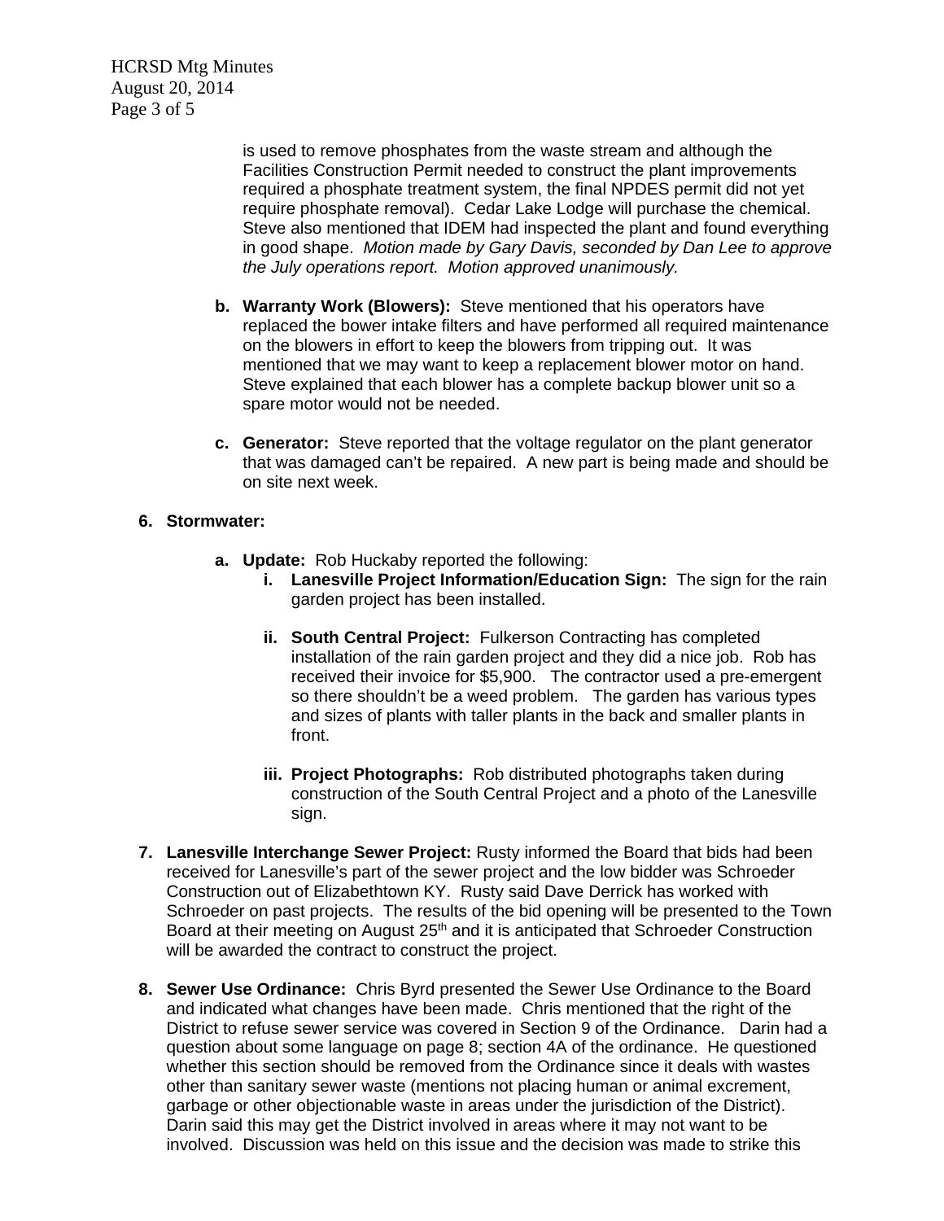is used to remove phosphates from the waste stream and although the Facilities Construction Permit needed to construct the plant improvements required a phosphate treatment system, the final NPDES permit did not yet require phosphate removal). Cedar Lake Lodge will purchase the chemical. Steve also mentioned that IDEM had inspected the plant and found everything in good shape. *Motion made by Gary Davis, seconded by Dan Lee to approve the July operations report. Motion approved unanimously.*

b. **Warranty Work (Blowers):** Steve mentioned that his operators have replaced the bower intake filters and have performed all required maintenance on the blowers in effort to keep the blowers from tripping out. It was mentioned that we may want to keep a replacement blower motor on hand. Steve explained that each blower has a complete backup blower unit so a spare motor would not be needed.

c. **Generator:** Steve reported that the voltage regulator on the plant generator that was damaged can't be repaired. A new part is being made and should be on site next week.

6. **Stormwater:**

   a. **Update:** Rob Huckaby reported the following:

      i. **Lanesville Project Information/Education Sign:** The sign for the rain garden project has been installed.

      ii. **South Central Project:** Fulkerson Contracting has completed installation of the rain garden project and they did a nice job. Rob has received their invoice for $5,900. The contractor used a pre-emergent so there shouldn't be a weed problem. The garden has various types and sizes of plants with taller plants in the back and smaller plants in front.

      iii. **Project Photographs:** Rob distributed photographs taken during construction of the South Central Project and a photo of the Lanesville sign.

7. **Lanesville Interchange Sewer Project:** Rusty informed the Board that bids had been received for Lanesville's part of the sewer project and the low bidder was Schroeder Construction out of Elizabethtown KY. Rusty said Dave Derrick has worked with Schroeder on past projects. The results of the bid opening will be presented to the Town Board at their meeting on August 25th and it is anticipated that Schroeder Construction will be awarded the contract to construct the project.

8. **Sewer Use Ordinance:** Chris Byrd presented the Sewer Use Ordinance to the Board and indicated what changes have been made. Chris mentioned that the right of the District to refuse sewer service was covered in Section 9 of the Ordinance. Darin had a question about some language on page 8; section 4A of the ordinance. He questioned whether this section should be removed from the Ordinance since it deals with wastes other than sanitary sewer waste (mentions not placing human or animal excrement, garbage or other objectionable waste in areas under the jurisdiction of the District). Darin said this may get the District involved in areas where it may not want to be involved. Discussion was held on this issue and the decision was made to strike this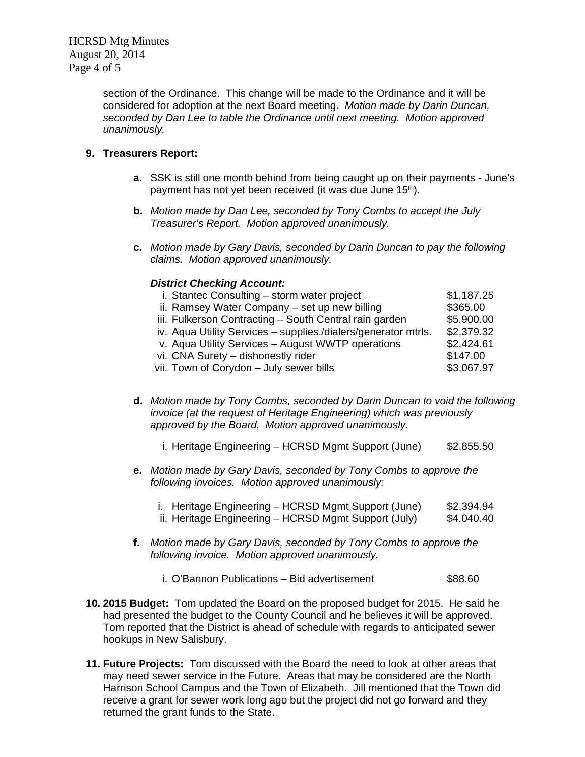section of the Ordinance. This change will be made to the Ordinance and it will be considered for adoption at the next Board meeting. *Motion made by Darin Duncan, seconded by Dan Lee to table the Ordinance until next meeting. Motion approved unanimously.*

**9. Treasurers Report:**

**a.** SSK is still one month behind from being caught up on their payments - June's payment has not yet been received (it was due June 15th).

**b.** *Motion made by Dan Lee, seconded by Tony Combs to accept the July Treasurer's Report. Motion approved unanimously.*

**c.** *Motion made by Gary Davis, seconded by Darin Duncan to pay the following claims. Motion approved unanimously.*

***District Checking Account:***

| | |
|---|---|
| i. Stantec Consulting – storm water project | $1,187.25 |
| ii. Ramsey Water Company – set up new billing | $365.00 |
| iii. Fulkerson Contracting – South Central rain garden | $5.900.00 |
| iv. Aqua Utility Services – supplies./dialers/generator mtrls. | $2,379.32 |
| v. Aqua Utility Services – August WWTP operations | $2,424.61 |
| vi. CNA Surety – dishonestly rider | $147.00 |
| vii. Town of Corydon – July sewer bills | $3,067.97 |

**d.** *Motion made by Tony Combs, seconded by Darin Duncan to void the following invoice (at the request of Heritage Engineering) which was previously approved by the Board. Motion approved unanimously.*

| | |
|---|---|
| i. Heritage Engineering – HCRSD Mgmt Support (June) | $2,855.50 |

**e.** *Motion made by Gary Davis, seconded by Tony Combs to approve the following invoices. Motion approved unanimously:*

| | |
|---|---|
| i. Heritage Engineering – HCRSD Mgmt Support (June) | $2,394.94 |
| ii. Heritage Engineering – HCRSD Mgmt Support (July) | $4,040.40 |

**f.** *Motion made by Gary Davis, seconded by Tony Combs to approve the following invoice. Motion approved unanimously.*

| | |
|---|---|
| i. O'Bannon Publications – Bid advertisement | $88.60 |

**10. 2015 Budget:** Tom updated the Board on the proposed budget for 2015. He said he had presented the budget to the County Council and he believes it will be approved. Tom reported that the District is ahead of schedule with regards to anticipated sewer hookups in New Salisbury.

**11. Future Projects:** Tom discussed with the Board the need to look at other areas that may need sewer service in the Future. Areas that may be considered are the North Harrison School Campus and the Town of Elizabeth. Jill mentioned that the Town did receive a grant for sewer work long ago but the project did not go forward and they returned the grant funds to the State.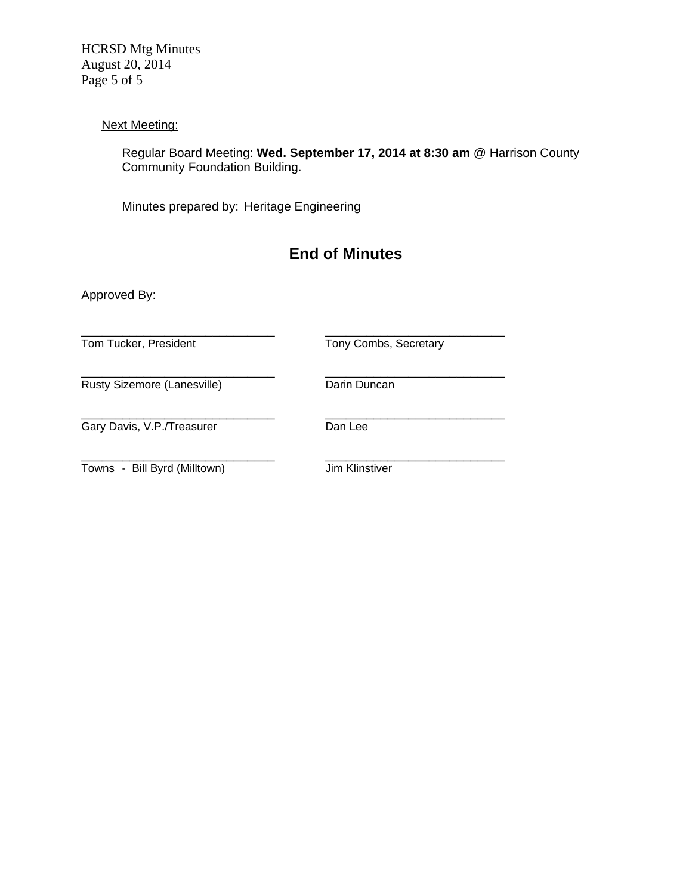Next Meeting:

Regular Board Meeting: **Wed. September 17, 2014 at 8:30 am** @ Harrison County Community Foundation Building.

Minutes prepared by: Heritage Engineering

## End of Minutes

Approved By:

| | |
|---|---|
| \_\_\_\_\_\_\_\_\_\_\_\_\_\_\_\_\_\_\_\_\_\_\_\_\_\_\_\_\_\_ | \_\_\_\_\_\_\_\_\_\_\_\_\_\_\_\_\_\_\_\_\_\_\_\_\_\_\_\_ |
| Tom Tucker, President | Tony Combs, Secretary |
| \_\_\_\_\_\_\_\_\_\_\_\_\_\_\_\_\_\_\_\_\_\_\_\_\_\_\_\_\_\_ | \_\_\_\_\_\_\_\_\_\_\_\_\_\_\_\_\_\_\_\_\_\_\_\_\_\_\_\_ |
| Rusty Sizemore (Lanesville) | Darin Duncan |
| \_\_\_\_\_\_\_\_\_\_\_\_\_\_\_\_\_\_\_\_\_\_\_\_\_\_\_\_\_\_ | \_\_\_\_\_\_\_\_\_\_\_\_\_\_\_\_\_\_\_\_\_\_\_\_\_\_\_\_ |
| Gary Davis, V.P./Treasurer | Dan Lee |
| \_\_\_\_\_\_\_\_\_\_\_\_\_\_\_\_\_\_\_\_\_\_\_\_\_\_\_\_\_\_ | \_\_\_\_\_\_\_\_\_\_\_\_\_\_\_\_\_\_\_\_\_\_\_\_\_\_\_\_ |
| Towns - Bill Byrd (Milltown) | Jim Klinstiver |